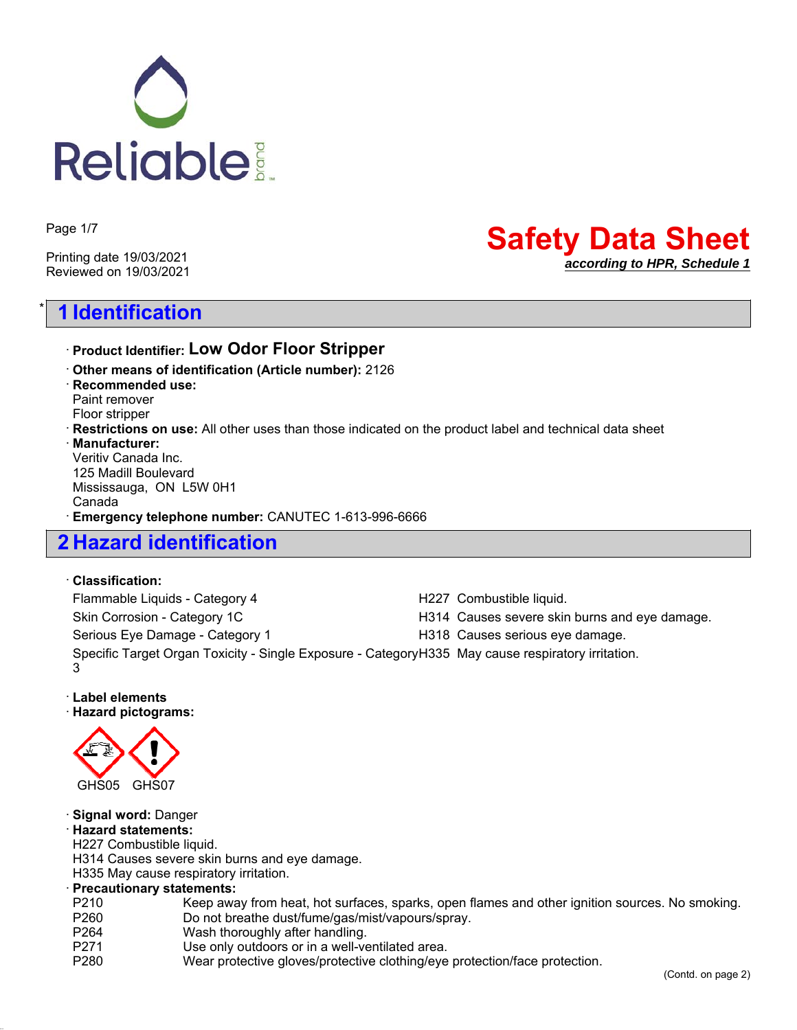Printing date 19/03/2021
Reviewed on 19/03/2021

# Safety Data Sheet

*according to HPR, Schedule 1*

## * 1 Identification

· **Product Identifier:** **Low Odor Floor Stripper**
· **Other means of identification (Article number):** 2126
· **Recommended use:**
Paint remover
Floor stripper
· **Restrictions on use:** All other uses than those indicated on the product label and technical data sheet
· **Manufacturer:**
Veritiv Canada Inc.
125 Madill Boulevard
Mississauga, ON L5W 0H1
Canada
· **Emergency telephone number:** CANUTEC 1-613-996-6666

## 2 Hazard identification

· **Classification:**

| | |
|---|---|
| Flammable Liquids - Category 4 | H227 Combustible liquid. |
| Skin Corrosion - Category 1C | H314 Causes severe skin burns and eye damage. |
| Serious Eye Damage - Category 1 | H318 Causes serious eye damage. |
| Specific Target Organ Toxicity - Single Exposure - Category 3 | H335 May cause respiratory irritation. |

· **Label elements**
· **Hazard pictograms:**

GHS05 GHS07

· **Signal word:** Danger
· **Hazard statements:**
H227 Combustible liquid.
H314 Causes severe skin burns and eye damage.
H335 May cause respiratory irritation.
· **Precautionary statements:**

| | |
|---|---|
| P210 | Keep away from heat, hot surfaces, sparks, open flames and other ignition sources. No smoking. |
| P260 | Do not breathe dust/fume/gas/mist/vapours/spray. |
| P264 | Wash thoroughly after handling. |
| P271 | Use only outdoors or in a well-ventilated area. |
| P280 | Wear protective gloves/protective clothing/eye protection/face protection. |

(Contd. on page 2)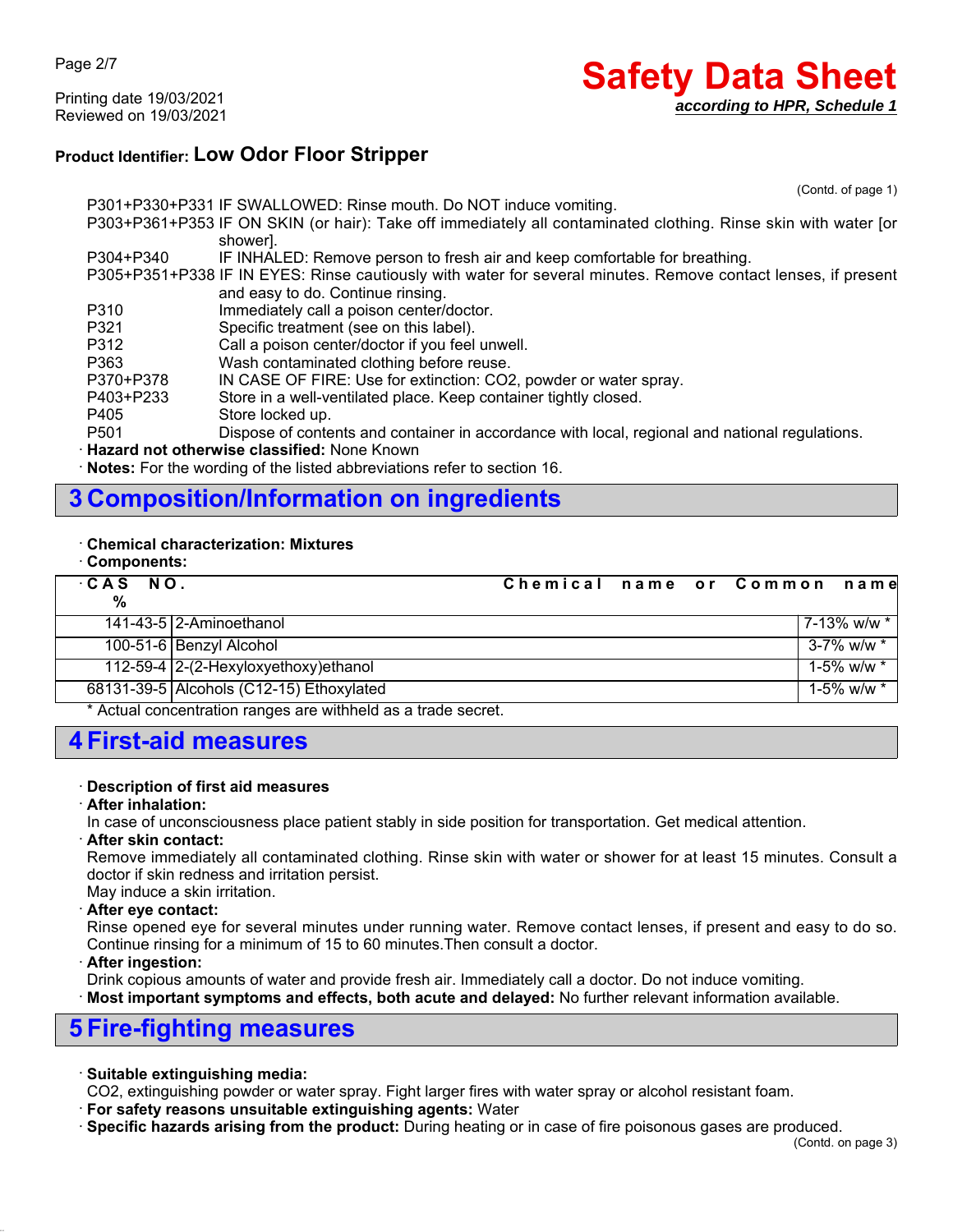## Product Identifier: Low Odor Floor Stripper

(Contd. of page 1)

| | |
|---|---|
| P301+P330+P331 | IF SWALLOWED: Rinse mouth. Do NOT induce vomiting. |
| P303+P361+P353 | IF ON SKIN (or hair): Take off immediately all contaminated clothing. Rinse skin with water [or shower]. |
| P304+P340 | IF INHALED: Remove person to fresh air and keep comfortable for breathing. |
| P305+P351+P338 | IF IN EYES: Rinse cautiously with water for several minutes. Remove contact lenses, if present and easy to do. Continue rinsing. |
| P310 | Immediately call a poison center/doctor. |
| P321 | Specific treatment (see on this label). |
| P312 | Call a poison center/doctor if you feel unwell. |
| P363 | Wash contaminated clothing before reuse. |
| P370+P378 | IN CASE OF FIRE: Use for extinction: CO2, powder or water spray. |
| P403+P233 | Store in a well-ventilated place. Keep container tightly closed. |
| P405 | Store locked up. |
| P501 | Dispose of contents and container in accordance with local, regional and national regulations. |

· **Hazard not otherwise classified:** None Known

· **Notes:** For the wording of the listed abbreviations refer to section 16.

# 3 Composition/Information on ingredients

· **Chemical characterization: Mixtures**

· **Components:**

| CAS NO. | Chemical name or Common name | % |
|---|---|---|
| 141-43-5 | 2-Aminoethanol | 7-13% w/w * |
| 100-51-6 | Benzyl Alcohol | 3-7% w/w * |
| 112-59-4 | 2-(2-Hexyloxyethoxy)ethanol | 1-5% w/w * |
| 68131-39-5 | Alcohols (C12-15) Ethoxylated | 1-5% w/w * |

* Actual concentration ranges are withheld as a trade secret.

# 4 First-aid measures

· **Description of first aid measures**

· **After inhalation:**
In case of unconsciousness place patient stably in side position for transportation. Get medical attention.

· **After skin contact:**
Remove immediately all contaminated clothing. Rinse skin with water or shower for at least 15 minutes. Consult a doctor if skin redness and irritation persist.
May induce a skin irritation.

· **After eye contact:**
Rinse opened eye for several minutes under running water. Remove contact lenses, if present and easy to do so. Continue rinsing for a minimum of 15 to 60 minutes.Then consult a doctor.

· **After ingestion:**
Drink copious amounts of water and provide fresh air. Immediately call a doctor. Do not induce vomiting.

· **Most important symptoms and effects, both acute and delayed:** No further relevant information available.

# 5 Fire-fighting measures

· **Suitable extinguishing media:**
$CO_2$, extinguishing powder or water spray. Fight larger fires with water spray or alcohol resistant foam.

· **For safety reasons unsuitable extinguishing agents:** Water

· **Specific hazards arising from the product:** During heating or in case of fire poisonous gases are produced.

(Contd. on page 3)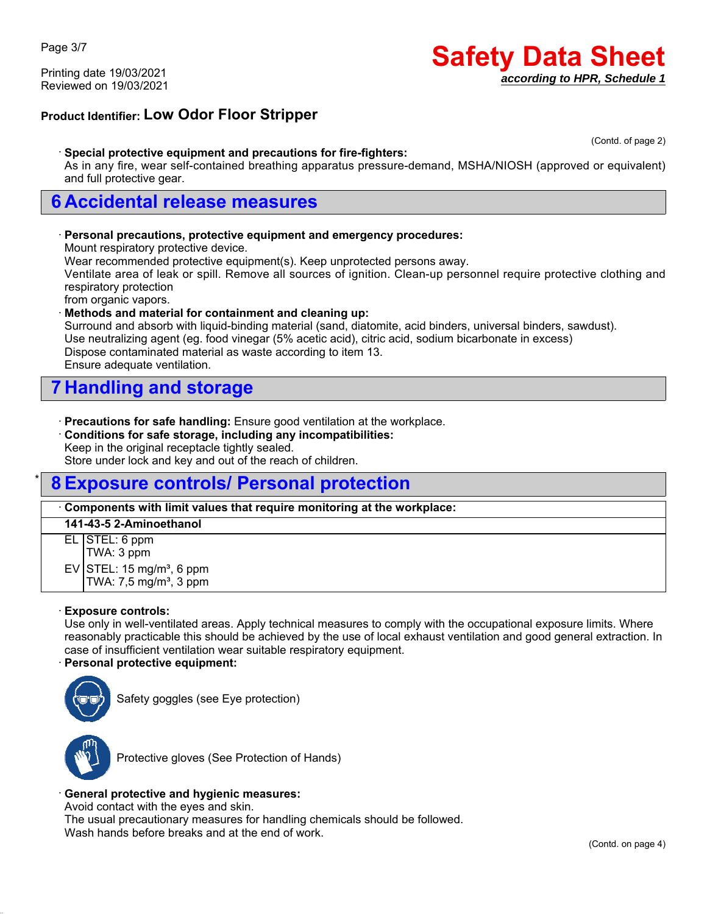**Product Identifier: Low Odor Floor Stripper**

(Contd. of page 2)

· **Special protective equipment and precautions for fire-fighters:**
As in any fire, wear self-contained breathing apparatus pressure-demand, MSHA/NIOSH (approved or equivalent) and full protective gear.

## 6 Accidental release measures

· **Personal precautions, protective equipment and emergency procedures:**
Mount respiratory protective device.
Wear recommended protective equipment(s). Keep unprotected persons away.
Ventilate area of leak or spill. Remove all sources of ignition. Clean-up personnel require protective clothing and respiratory protection
from organic vapors.

· **Methods and material for containment and cleaning up:**
Surround and absorb with liquid-binding material (sand, diatomite, acid binders, universal binders, sawdust).
Use neutralizing agent (eg. food vinegar (5% acetic acid), citric acid, sodium bicarbonate in excess)
Dispose contaminated material as waste according to item 13.
Ensure adequate ventilation.

## 7 Handling and storage

· **Precautions for safe handling:** Ensure good ventilation at the workplace.

· **Conditions for safe storage, including any incompatibilities:**
Keep in the original receptacle tightly sealed.
Store under lock and key and out of the reach of children.

## * 8 Exposure controls/ Personal protection

· **Components with limit values that require monitoring at the workplace:**

| **141-43-5 2-Aminoethanol** | |
|---|---|
| EL | STEL: 6 ppm<br>TWA: 3 ppm |
| EV | STEL: 15 mg/m³, 6 ppm<br>TWA: 7,5 mg/m³, 3 ppm |

· **Exposure controls:**
Use only in well-ventilated areas. Apply technical measures to comply with the occupational exposure limits. Where reasonably practicable this should be achieved by the use of local exhaust ventilation and good general extraction. In case of insufficient ventilation wear suitable respiratory equipment.

· **Personal protective equipment:**

Safety goggles (see Eye protection)

Protective gloves (See Protection of Hands)

· **General protective and hygienic measures:**
Avoid contact with the eyes and skin.
The usual precautionary measures for handling chemicals should be followed.
Wash hands before breaks and at the end of work.

(Contd. on page 4)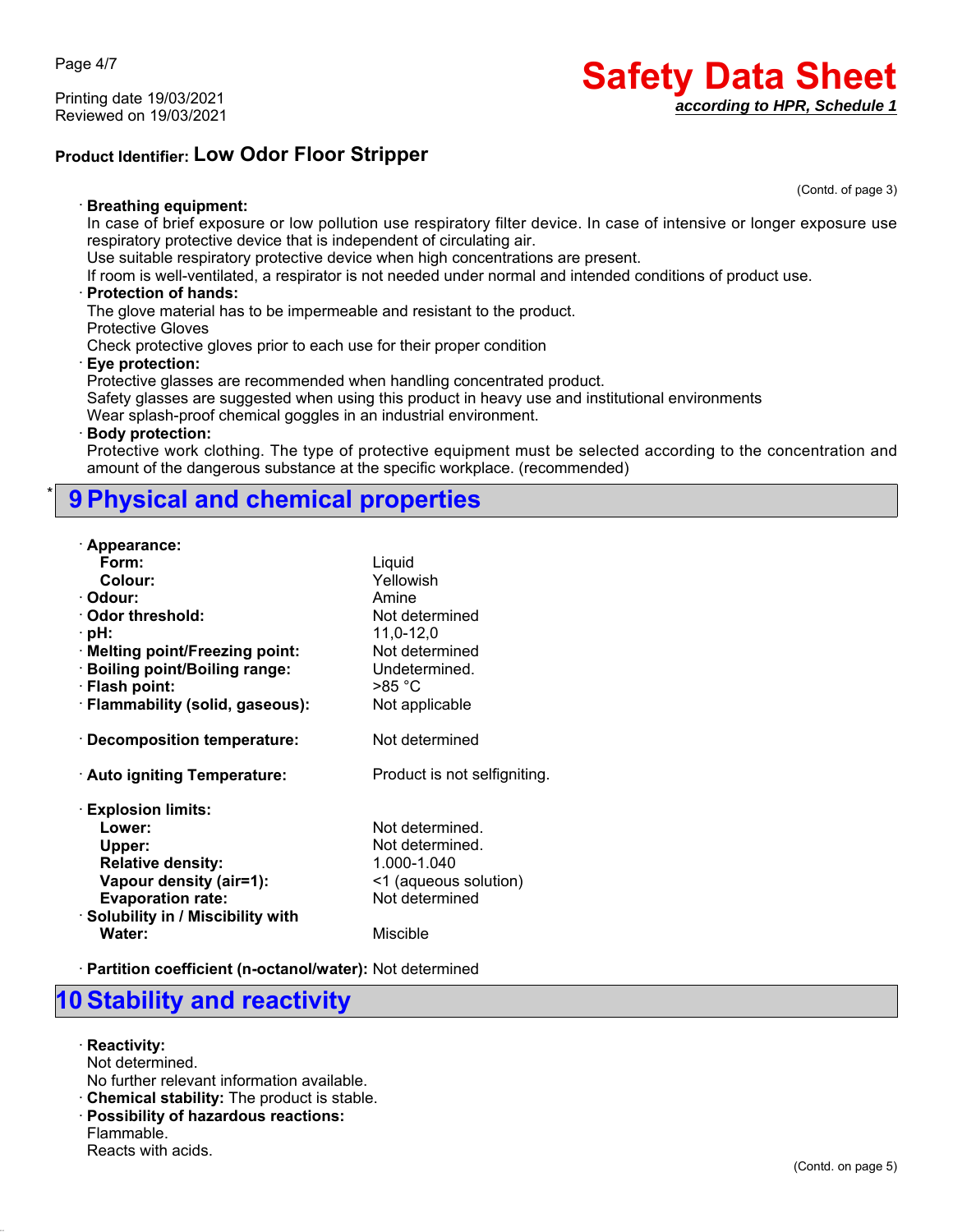**Product Identifier: Low Odor Floor Stripper**

(Contd. of page 3)

· **Breathing equipment:**
In case of brief exposure or low pollution use respiratory filter device. In case of intensive or longer exposure use respiratory protective device that is independent of circulating air.
Use suitable respiratory protective device when high concentrations are present.
If room is well-ventilated, a respirator is not needed under normal and intended conditions of product use.

· **Protection of hands:**
The glove material has to be impermeable and resistant to the product.
Protective Gloves
Check protective gloves prior to each use for their proper condition

· **Eye protection:**
Protective glasses are recommended when handling concentrated product.
Safety glasses are suggested when using this product in heavy use and institutional environments
Wear splash-proof chemical goggles in an industrial environment.

· **Body protection:**
Protective work clothing. The type of protective equipment must be selected according to the concentration and amount of the dangerous substance at the specific workplace. (recommended)

## * 9 Physical and chemical properties

| | |
|---|---|
| · **Appearance:** | |
| **Form:** | Liquid |
| **Colour:** | Yellowish |
| · **Odour:** | Amine |
| · **Odor threshold:** | Not determined |
| · **pH:** | 11,0-12,0 |
| · **Melting point/Freezing point:** | Not determined |
| · **Boiling point/Boiling range:** | Undetermined. |
| · **Flash point:** | >85 °C |
| · **Flammability (solid, gaseous):** | Not applicable |
| · **Decomposition temperature:** | Not determined |
| · **Auto igniting Temperature:** | Product is not selfigniting. |
| · **Explosion limits:** | |
| **Lower:** | Not determined. |
| **Upper:** | Not determined. |
| **Relative density:** | 1.000-1.040 |
| **Vapour density (air=1):** | <1 (aqueous solution) |
| **Evaporation rate:** | Not determined |
| · **Solubility in / Miscibility with** | |
| **Water:** | Miscible |
| · **Partition coefficient (n-octanol/water):** | Not determined |

## 10 Stability and reactivity

· **Reactivity:**
Not determined.
No further relevant information available.

· **Chemical stability:** The product is stable.

· **Possibility of hazardous reactions:**
Flammable.
Reacts with acids.

(Contd. on page 5)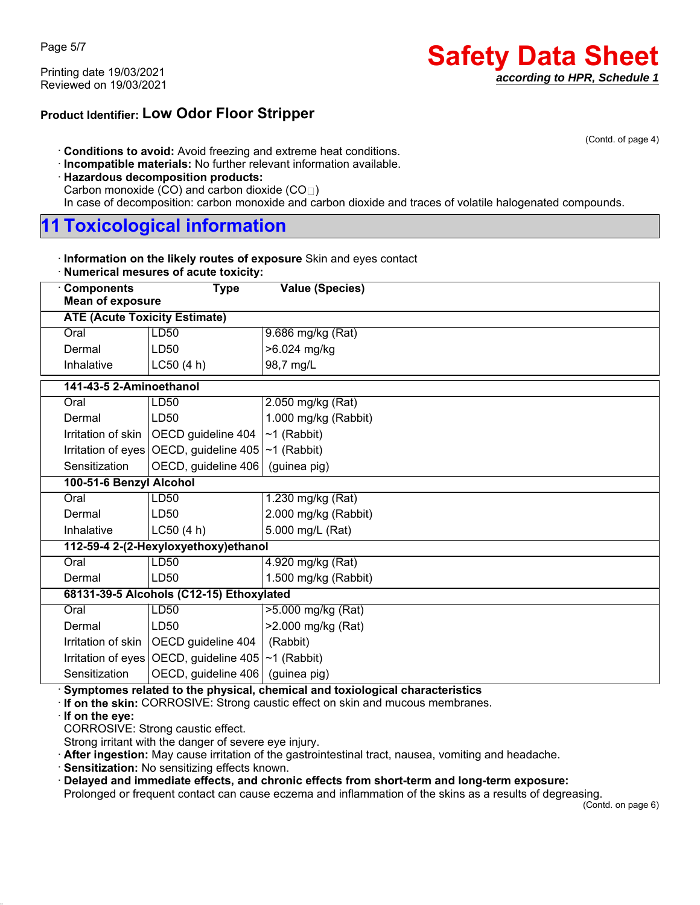## Product Identifier: Low Odor Floor Stripper

(Contd. of page 4)

· **Conditions to avoid:** Avoid freezing and extreme heat conditions.
· **Incompatible materials:** No further relevant information available.
· **Hazardous decomposition products:**
Carbon monoxide (CO) and carbon dioxide ($CO_2$)
In case of decomposition: carbon monoxide and carbon dioxide and traces of volatile halogenated compounds.

# 11 Toxicological information

· **Information on the likely routes of exposure** Skin and eyes contact
· **Numerical mesures of acute toxicity:**

| · Components / Mean of exposure | Type | Value (Species) |
|---|---|---|
| **ATE (Acute Toxicity Estimate)** | | |
| Oral | LD50 | 9.686 mg/kg (Rat) |
| Dermal | LD50 | >6.024 mg/kg |
| Inhalative | LC50 (4 h) | 98,7 mg/L |
| **141-43-5 2-Aminoethanol** | | |
| Oral | LD50 | 2.050 mg/kg (Rat) |
| Dermal | LD50 | 1.000 mg/kg (Rabbit) |
| Irritation of skin | OECD guideline 404 | ~1 (Rabbit) |
| Irritation of eyes | OECD, guideline 405 | ~1 (Rabbit) |
| Sensitization | OECD, guideline 406 | (guinea pig) |
| **100-51-6 Benzyl Alcohol** | | |
| Oral | LD50 | 1.230 mg/kg (Rat) |
| Dermal | LD50 | 2.000 mg/kg (Rabbit) |
| Inhalative | LC50 (4 h) | 5.000 mg/L (Rat) |
| **112-59-4 2-(2-Hexyloxyethoxy)ethanol** | | |
| Oral | LD50 | 4.920 mg/kg (Rat) |
| Dermal | LD50 | 1.500 mg/kg (Rabbit) |
| **68131-39-5 Alcohols (C12-15) Ethoxylated** | | |
| Oral | LD50 | >5.000 mg/kg (Rat) |
| Dermal | LD50 | >2.000 mg/kg (Rat) |
| Irritation of skin | OECD guideline 404 | (Rabbit) |
| Irritation of eyes | OECD, guideline 405 | ~1 (Rabbit) |
| Sensitization | OECD, guideline 406 | (guinea pig) |

· **Symptomes related to the physical, chemical and toxiological characteristics**
· **If on the skin:** CORROSIVE: Strong caustic effect on skin and mucous membranes.
· **If on the eye:**
CORROSIVE: Strong caustic effect.
Strong irritant with the danger of severe eye injury.
· **After ingestion:** May cause irritation of the gastrointestinal tract, nausea, vomiting and headache.
· **Sensitization:** No sensitizing effects known.
· **Delayed and immediate effects, and chronic effects from short-term and long-term exposure:**
Prolonged or frequent contact can cause eczema and inflammation of the skins as a results of degreasing.

(Contd. on page 6)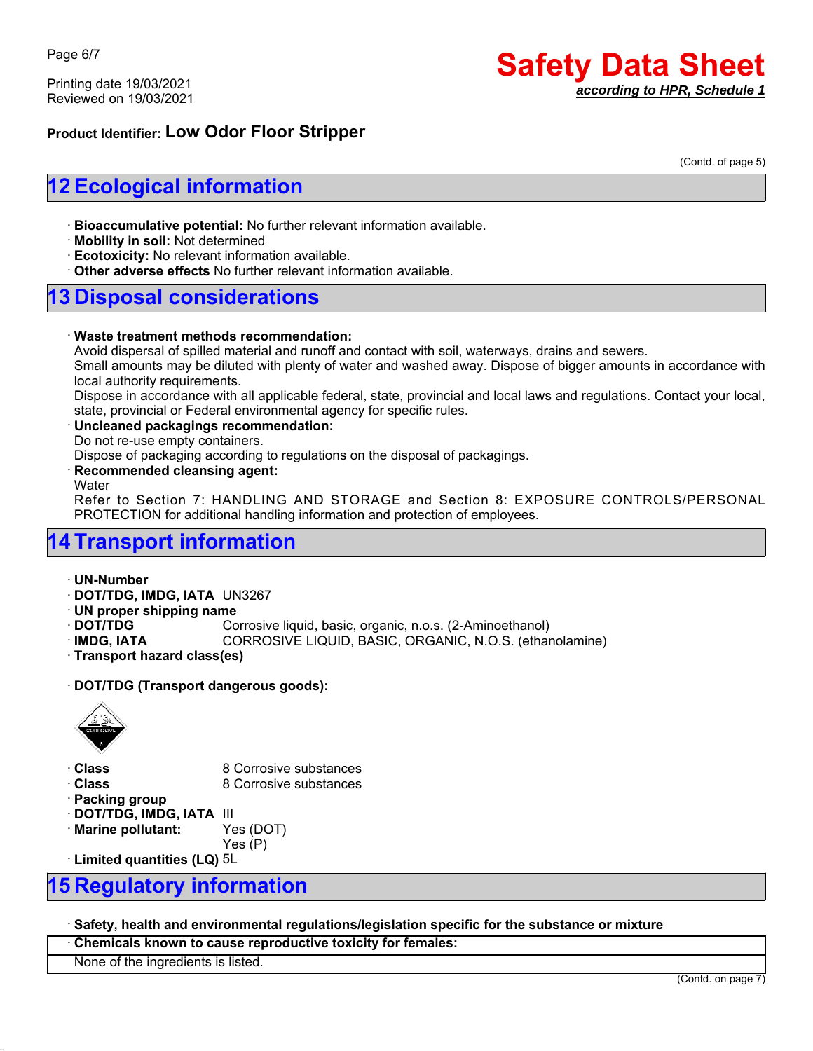**Product Identifier: Low Odor Floor Stripper**

(Contd. of page 5)

## 12 Ecological information

- **Bioaccumulative potential:** No further relevant information available.
- **Mobility in soil:** Not determined
- **Ecotoxicity:** No relevant information available.
- **Other adverse effects** No further relevant information available.

## 13 Disposal considerations

- **Waste treatment methods recommendation:**
  Avoid dispersal of spilled material and runoff and contact with soil, waterways, drains and sewers.
  Small amounts may be diluted with plenty of water and washed away. Dispose of bigger amounts in accordance with local authority requirements.
  Dispose in accordance with all applicable federal, state, provincial and local laws and regulations. Contact your local, state, provincial or Federal environmental agency for specific rules.
- **Uncleaned packagings recommendation:**
  Do not re-use empty containers.
  Dispose of packaging according to regulations on the disposal of packagings.
- **Recommended cleansing agent:**
  Water
  Refer to Section 7: HANDLING AND STORAGE and Section 8: EXPOSURE CONTROLS/PERSONAL PROTECTION for additional handling information and protection of employees.

## 14 Transport information

- **UN-Number**
- **DOT/TDG, IMDG, IATA** UN3267
- **UN proper shipping name**
- **DOT/TDG** Corrosive liquid, basic, organic, n.o.s. (2-Aminoethanol)
- **IMDG, IATA** CORROSIVE LIQUID, BASIC, ORGANIC, N.O.S. (ethanolamine)
- **Transport hazard class(es)**

- **DOT/TDG (Transport dangerous goods):**

- **Class** 8 Corrosive substances
- **Class** 8 Corrosive substances
- **Packing group**
- **DOT/TDG, IMDG, IATA** III
- **Marine pollutant:** Yes (DOT)
  Yes (P)
- **Limited quantities (LQ)** 5L

## 15 Regulatory information

- **Safety, health and environmental regulations/legislation specific for the substance or mixture**
- **Chemicals known to cause reproductive toxicity for females:**
  None of the ingredients is listed.

(Contd. on page 7)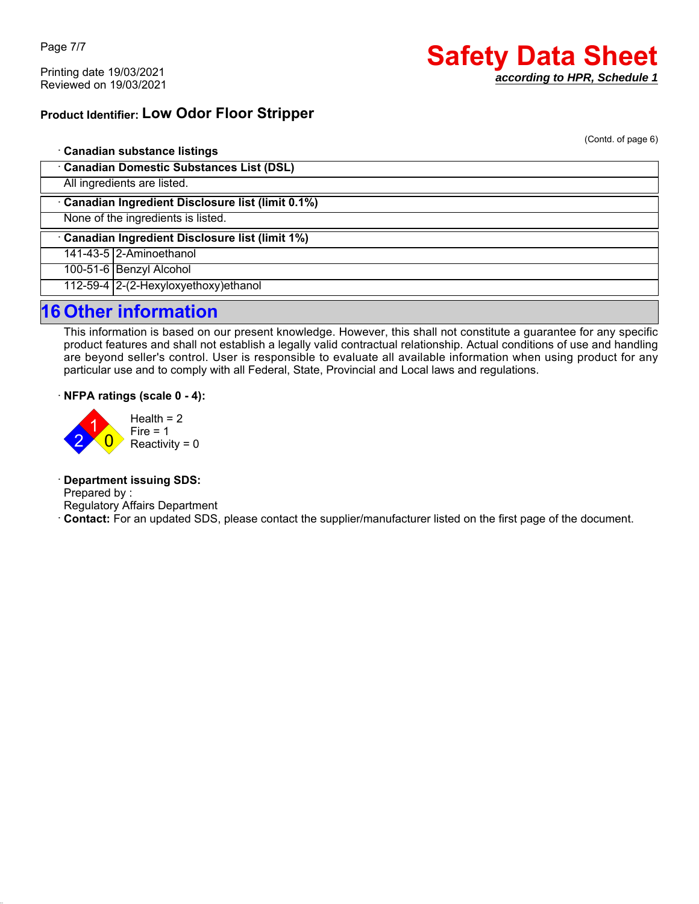**Product Identifier:** Low Odor Floor Stripper

(Contd. of page 6)

· **Canadian substance listings**

| · **Canadian Domestic Substances List (DSL)** |
|---|
| All ingredients are listed. |

| · **Canadian Ingredient Disclosure list (limit 0.1%)** |
|---|
| None of the ingredients is listed. |

| · **Canadian Ingredient Disclosure list (limit 1%)** | |
|---|---|
| 141-43-5 | 2-Aminoethanol |
| 100-51-6 | Benzyl Alcohol |
| 112-59-4 | 2-(2-Hexyloxyethoxy)ethanol |

## 16 Other information

This information is based on our present knowledge. However, this shall not constitute a guarantee for any specific product features and shall not establish a legally valid contractual relationship. Actual conditions of use and handling are beyond seller's control. User is responsible to evaluate all available information when using product for any particular use and to comply with all Federal, State, Provincial and Local laws and regulations.

· **NFPA ratings (scale 0 - 4):**

1
2
0

Health = 2
Fire = 1
Reactivity = 0

· **Department issuing SDS:**
Prepared by :
Regulatory Affairs Department

· **Contact:** For an updated SDS, please contact the supplier/manufacturer listed on the first page of the document.